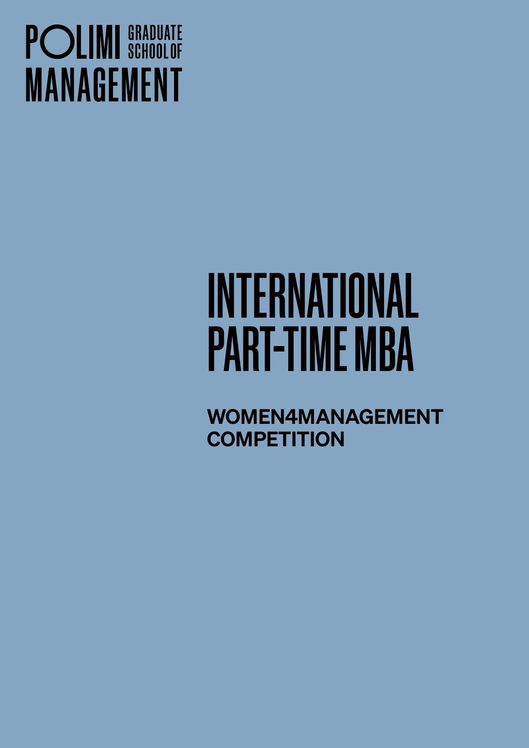POLIMI GRADUATE SCHOOL OF MANAGEMENT

# INTERNATIONAL PART-TIME MBA

## WOMEN4MANAGEMENT COMPETITION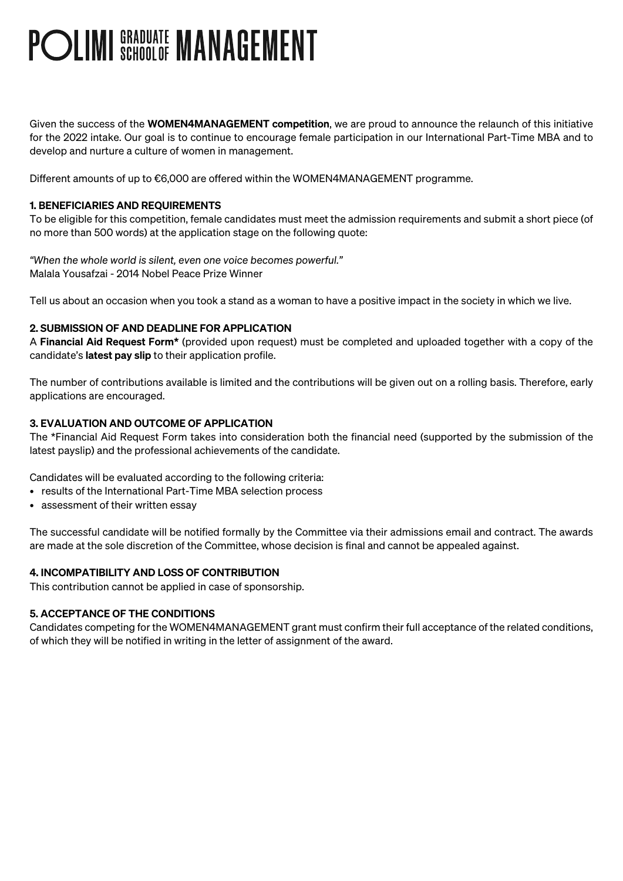# POLIMI GRADUATE SCHOOL OF MANAGEMENT

Given the success of the **WOMEN4MANAGEMENT competition**, we are proud to announce the relaunch of this initiative for the 2022 intake. Our goal is to continue to encourage female participation in our International Part-Time MBA and to develop and nurture a culture of women in management.

Different amounts of up to €6,000 are offered within the WOMEN4MANAGEMENT programme.

### 1. BENEFICIARIES AND REQUIREMENTS

To be eligible for this competition, female candidates must meet the admission requirements and submit a short piece (of no more than 500 words) at the application stage on the following quote:

*"When the whole world is silent, even one voice becomes powerful."*
Malala Yousafzai - 2014 Nobel Peace Prize Winner

Tell us about an occasion when you took a stand as a woman to have a positive impact in the society in which we live.

### 2. SUBMISSION OF AND DEADLINE FOR APPLICATION

A **Financial Aid Request Form*** (provided upon request) must be completed and uploaded together with a copy of the candidate's **latest pay slip** to their application profile.

The number of contributions available is limited and the contributions will be given out on a rolling basis. Therefore, early applications are encouraged.

### 3. EVALUATION AND OUTCOME OF APPLICATION

The *Financial Aid Request Form takes into consideration both the financial need (supported by the submission of the latest payslip) and the professional achievements of the candidate.

Candidates will be evaluated according to the following criteria:

- results of the International Part-Time MBA selection process
- assessment of their written essay

The successful candidate will be notified formally by the Committee via their admissions email and contract. The awards are made at the sole discretion of the Committee, whose decision is final and cannot be appealed against.

### 4. INCOMPATIBILITY AND LOSS OF CONTRIBUTION

This contribution cannot be applied in case of sponsorship.

### 5. ACCEPTANCE OF THE CONDITIONS

Candidates competing for the WOMEN4MANAGEMENT grant must confirm their full acceptance of the related conditions, of which they will be notified in writing in the letter of assignment of the award.